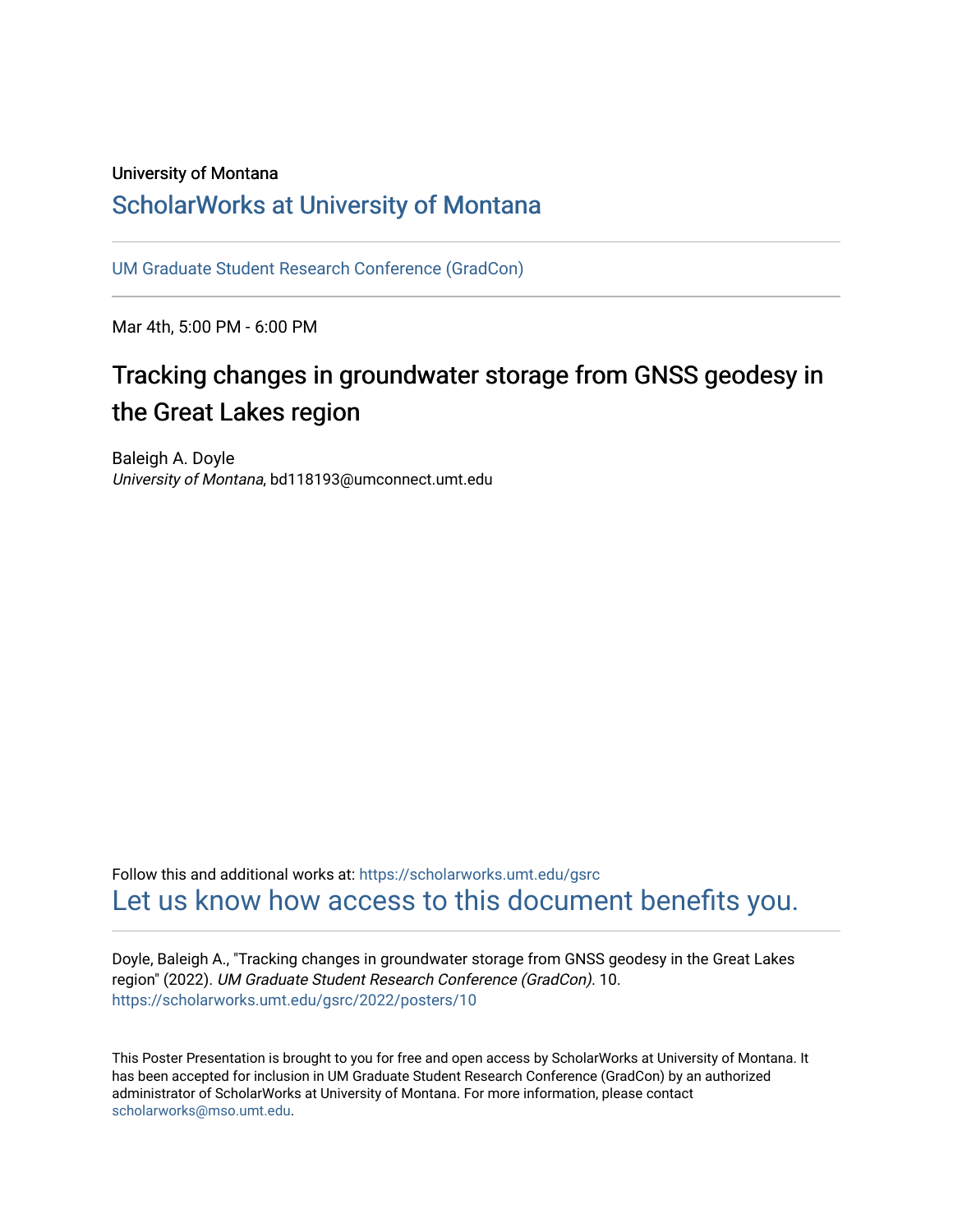University of Montana

# ScholarWorks at University of Montana

UM Graduate Student Research Conference (GradCon)

Mar 4th, 5:00 PM - 6:00 PM

## Tracking changes in groundwater storage from GNSS geodesy in the Great Lakes region

Baleigh A. Doyle
*University of Montana*, bd118193@umconnect.umt.edu

Follow this and additional works at: https://scholarworks.umt.edu/gsrc

Let us know how access to this document benefits you.

Doyle, Baleigh A., "Tracking changes in groundwater storage from GNSS geodesy in the Great Lakes region" (2022). *UM Graduate Student Research Conference (GradCon)*. 10.
https://scholarworks.umt.edu/gsrc/2022/posters/10

This Poster Presentation is brought to you for free and open access by ScholarWorks at University of Montana. It has been accepted for inclusion in UM Graduate Student Research Conference (GradCon) by an authorized administrator of ScholarWorks at University of Montana. For more information, please contact scholarworks@mso.umt.edu.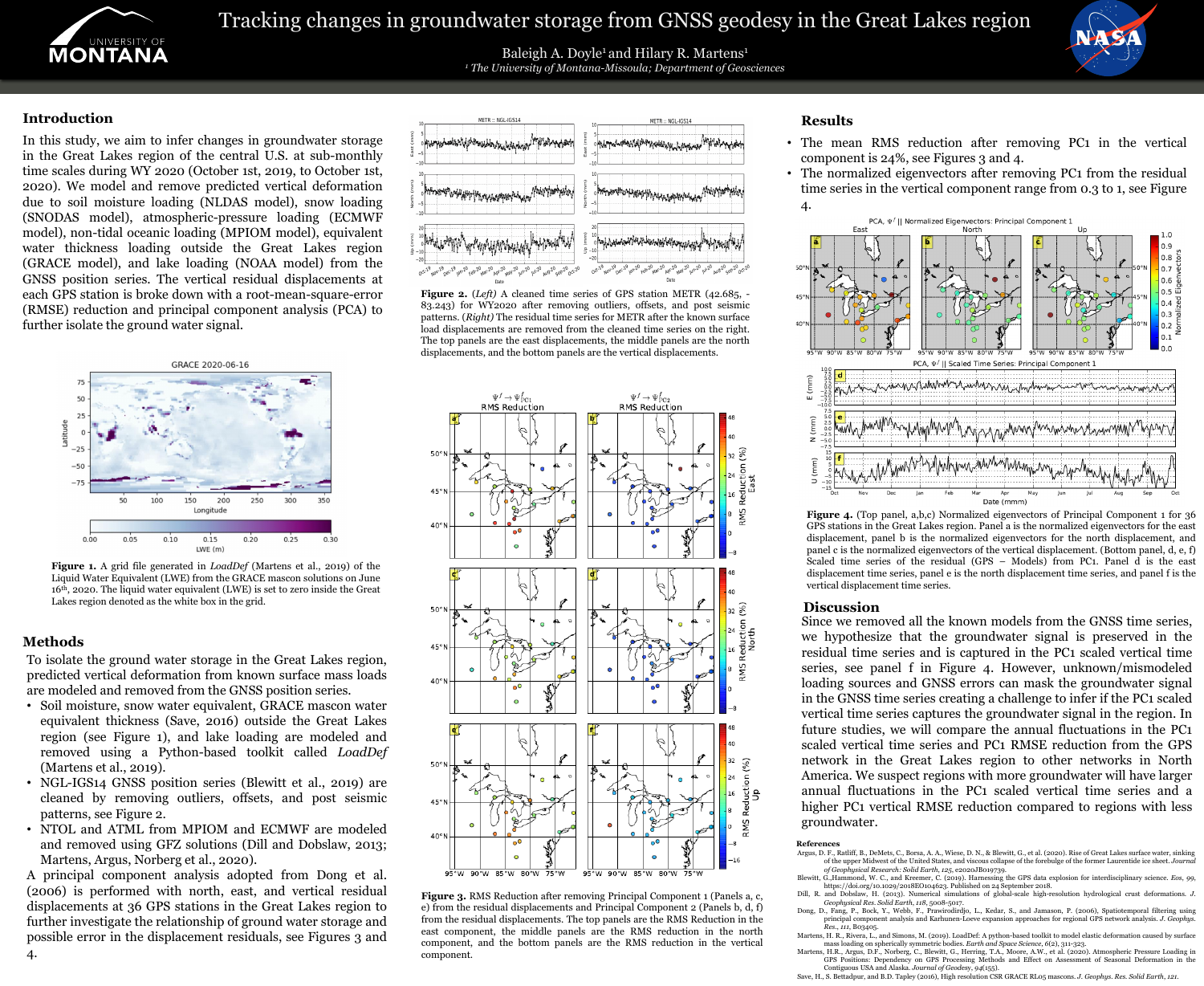# Tracking changes in groundwater storage from GNSS geodesy in the Great Lakes region

Baleigh A. Doyle[1] and Hilary R. Martens[1]

[1] The University of Montana-Missoula; Department of Geosciences

## Introduction

In this study, we aim to infer changes in groundwater storage in the Great Lakes region of the central U.S. at sub-monthly time scales during WY 2020 (October 1st, 2019, to October 1st, 2020). We model and remove predicted vertical deformation due to soil moisture loading (NLDAS model), snow loading (SNODAS model), atmospheric-pressure loading (ECMWF model), non-tidal oceanic loading (MPIOM model), equivalent water thickness loading outside the Great Lakes region (GRACE model), and lake loading (NOAA model) from the GNSS position series. The vertical residual displacements at each GPS station is broke down with a root-mean-square-error (RMSE) reduction and principal component analysis (PCA) to further isolate the ground water signal.

GRACE 2020-06-16

Latitude

Longitude

LWE (m)

**Figure 1.** A grid file generated in *LoadDef* (Martens et al., 2019) of the Liquid Water Equivalent (LWE) from the GRACE mascon solutions on June 16th, 2020. The liquid water equivalent (LWE) is set to zero inside the Great Lakes region denoted as the white box in the grid.

## Methods

To isolate the ground water storage in the Great Lakes region, predicted vertical deformation from known surface mass loads are modeled and removed from the GNSS position series.

- Soil moisture, snow water equivalent, GRACE mascon water equivalent thickness (Save, 2016) outside the Great Lakes region (see Figure 1), and lake loading are modeled and removed using a Python-based toolkit called *LoadDef* (Martens et al., 2019).
- NGL-IGS14 GNSS position series (Blewitt et al., 2019) are cleaned by removing outliers, offsets, and post seismic patterns, see Figure 2.
- NTOL and ATML from MPIOM and ECMWF are modeled and removed using GFZ solutions (Dill and Dobslaw, 2013; Martens, Argus, Norberg et al., 2020).

A principal component analysis adopted from Dong et al. (2006) is performed with north, east, and vertical residual displacements at 36 GPS stations in the Great Lakes region to further investigate the relationship of ground water storage and possible error in the displacement residuals, see Figures 3 and 4.

METR :: NGL-IGS14

**Figure 2.** (*Left*) A cleaned time series of GPS station METR (42.685, -83.243) for WY2020 after removing outliers, offsets, and post seismic patterns. (*Right*) The residual time series for METR after the known surface load displacements are removed from the cleaned time series on the right. The top panels are the east displacements, the middle panels are the north displacements, and the bottom panels are the vertical displacements.

$\Psi^f \rightarrow \Psi^f_{PC1}$ RMS Reduction

$\Psi^f \rightarrow \Psi^f_{PC2}$ RMS Reduction

RMS Reduction (%) East

RMS Reduction (%) North

RMS Reduction (%) Up

**Figure 3.** RMS Reduction after removing Principal Component 1 (Panels a, c, e) from the residual displacements and Principal Component 2 (Panels b, d, f) from the residual displacements. The top panels are the RMS Reduction in the east component, the middle panels are the RMS reduction in the north component, and the bottom panels are the RMS reduction in the vertical component.

## Results

- The mean RMS reduction after removing PC1 in the vertical component is 24%, see Figures 3 and 4.
- The normalized eigenvectors after removing PC1 from the residual time series in the vertical component range from 0.3 to 1, see Figure 4.

PCA, $\Psi^f$ || Normalized Eigenvectors: Principal Component 1

East North Up

Normalized Eigenvectors

PCA, $\Psi^f$ || Scaled Time Series: Principal Component 1

E (mm)

N (mm)

U (mm)

Date (mmm)

**Figure 4.** (Top panel, a,b,c) Normalized eigenvectors of Principal Component 1 for 36 GPS stations in the Great Lakes region. Panel a is the normalized eigenvectors for the east displacement, panel b is the normalized eigenvectors for the north displacement, and panel c is the normalized eigenvectors of the vertical displacement. (Bottom panel, d, e, f) Scaled time series of the residual (GPS – Models) from PC1. Panel d is the east displacement time series, panel e is the north displacement time series, and panel f is the vertical displacement time series.

## Discussion

Since we removed all the known models from the GNSS time series, we hypothesize that the groundwater signal is preserved in the residual time series and is captured in the PC1 scaled vertical time series, see panel f in Figure 4. However, unknown/mismodeled loading sources and GNSS errors can mask the groundwater signal in the GNSS time series creating a challenge to infer if the PC1 scaled vertical time series captures the groundwater signal in the region. In future studies, we will compare the annual fluctuations in the PC1 scaled vertical time series and PC1 RMSE reduction from the GPS network in the Great Lakes region to other networks in North America. We suspect regions with more groundwater will have larger annual fluctuations in the PC1 scaled vertical time series and a higher PC1 vertical RMSE reduction compared to regions with less groundwater.

### References

Argus, D. F., Ratliff, B., DeMets, C., Borsa, A. A., Wiese, D. N., & Blewitt, G., et al. (2020). Rise of Great Lakes surface water, sinking of the upper Midwest of the United States, and viscous collapse of the forebulge of the former Laurentide ice sheet. *Journal of Geophysical Research: Solid Earth, 125*, e2020JB019739.

Blewitt, G.,Hammond, W. C., and Kreemer, C. (2019). Harnessing the GPS data explosion for interdisciplinary science. *Eos, 99*, https://doi.org/10.1029/2018EO104623. Published on 24 September 2018.

Dill, R. and Dobslaw, H. (2013). Numerical simulations of global-scale high-resolution hydrological crust deformations. *J. Geophysical Res. Solid Earth, 118*, 5008-5017.

Dong, D., Fang, P., Bock, Y., Webb, F., Prawirodirdjo, L., Kedar, S., and Jamason, P. (2006). Spatiotemporal filtering using principal component analysis and Karhunen-Loeve expansion approaches for regional GPS network analysis. *J. Geophys. Res., 111*, B03405.

Martens, H. R., Rivera, L., and Simons, M. (2019). LoadDef: A python-based toolkit to model elastic deformation caused by surface mass loading on spherically symmetric bodies. *Earth and Space Science, 6*(2), 311-323.

Martens, H.R., Argus, D.F., Norberg, C., Blewitt, G., Herring, T.A., Moore, A.W., et al. (2020). Atmospheric Pressure Loading in GPS Positions: Dependency on GPS Processing Methods and Effect on Assessment of Seasonal Deformation in the Contiguous USA and Alaska. *Journal of Geodesy, 94*(115).

Save, H., S. Bettadpur, and B.D. Tapley (2016), High resolution CSR GRACE RL05 mascons. *J. Geophys. Res. Solid Earth, 121*.